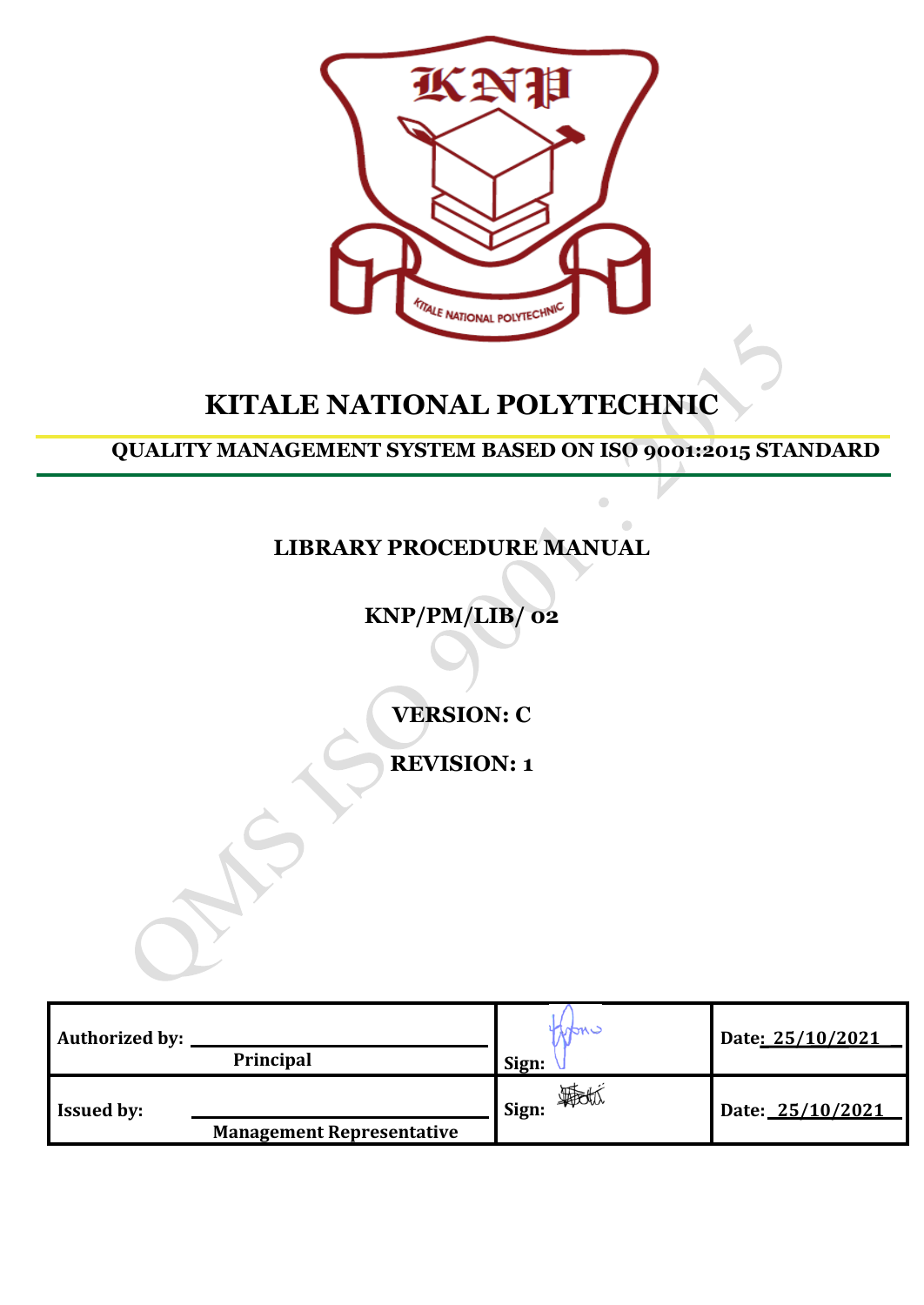# KITALE NATIONAL POLYTECHNIC

## QUALITY MANAGEMENT SYSTEM BASED ON ISO 9001:2015 STANDARD

## LIBRARY PROCEDURE MANUAL

**KNP/PM/LIB/ 02**

**VERSION: C**

**REVISION: 1**

| | | |
|---|---|---|
| **Authorized by:** Principal | **Sign:** | **Date: 25/10/2021** |
| **Issued by:** Management Representative | **Sign:** | **Date: 25/10/2021** |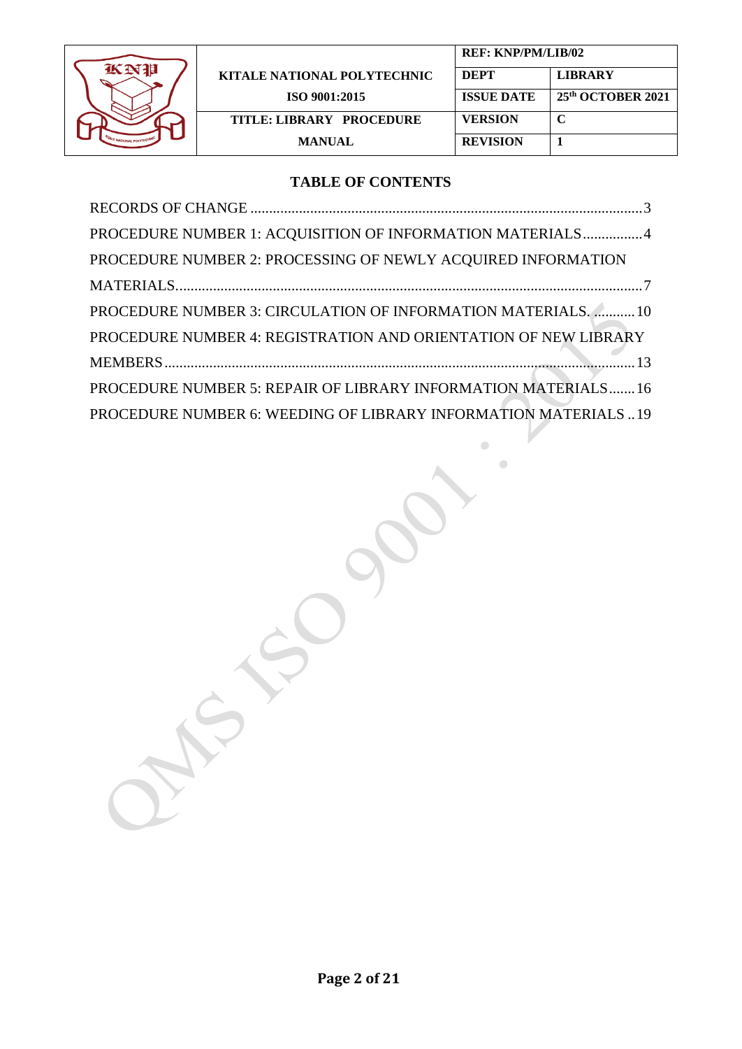## TABLE OF CONTENTS

RECORDS OF CHANGE ........................................................................................................ 3

PROCEDURE NUMBER 1: ACQUISITION OF INFORMATION MATERIALS ................ 4

PROCEDURE NUMBER 2: PROCESSING OF NEWLY ACQUIRED INFORMATION MATERIALS ........................................................................................................................... 7

PROCEDURE NUMBER 3: CIRCULATION OF INFORMATION MATERIALS. ........... 10

PROCEDURE NUMBER 4: REGISTRATION AND ORIENTATION OF NEW LIBRARY MEMBERS ............................................................................................................................ 13

PROCEDURE NUMBER 5: REPAIR OF LIBRARY INFORMATION MATERIALS ....... 16

PROCEDURE NUMBER 6: WEEDING OF LIBRARY INFORMATION MATERIALS .. 19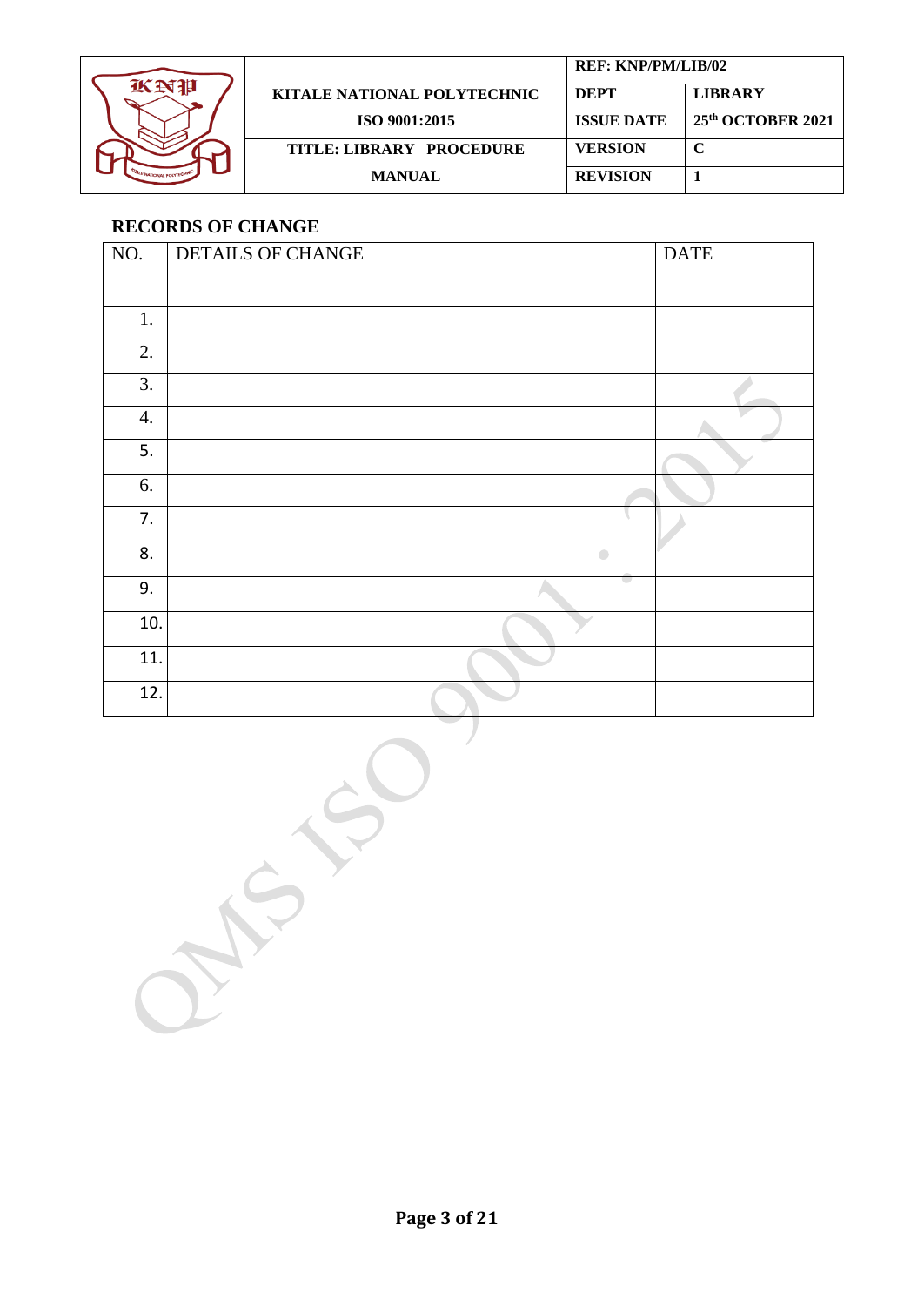## RECORDS OF CHANGE

| NO. | DETAILS OF CHANGE | DATE |
|---|---|---|
| 1. | | |
| 2. | | |
| 3. | | |
| 4. | | |
| 5. | | |
| 6. | | |
| 7. | | |
| 8. | | |
| 9. | | |
| 10. | | |
| 11. | | |
| 12. | | |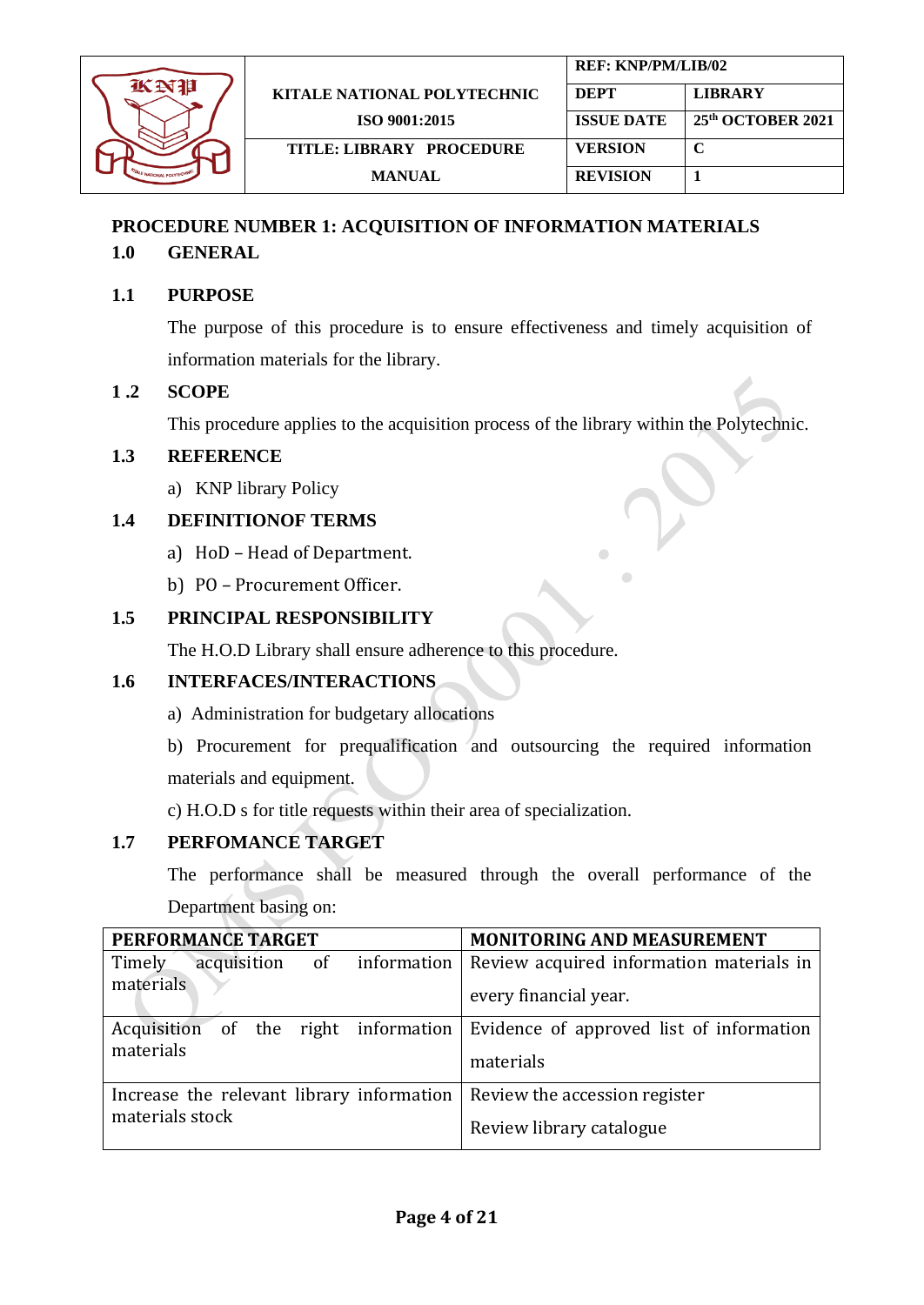| | | | |
|---|---|---|---|
| | KITALE NATIONAL POLYTECHNIC | REF: KNP/PM/LIB/02 | |
| | ISO 9001:2015 | DEPT | LIBRARY |
| | | ISSUE DATE | 25th OCTOBER 2021 |
| | TITLE: LIBRARY PROCEDURE MANUAL | VERSION | C |
| | | REVISION | 1 |

## PROCEDURE NUMBER 1: ACQUISITION OF INFORMATION MATERIALS

### 1.0 GENERAL

### 1.1 PURPOSE

The purpose of this procedure is to ensure effectiveness and timely acquisition of information materials for the library.

### 1 .2 SCOPE

This procedure applies to the acquisition process of the library within the Polytechnic.

### 1.3 REFERENCE

a) KNP library Policy

### 1.4 DEFINITIONOF TERMS

a) HoD – Head of Department.

b) PO – Procurement Officer.

### 1.5 PRINCIPAL RESPONSIBILITY

The H.O.D Library shall ensure adherence to this procedure.

### 1.6 INTERFACES/INTERACTIONS

a) Administration for budgetary allocations

b) Procurement for prequalification and outsourcing the required information materials and equipment.

c) H.O.D s for title requests within their area of specialization.

### 1.7 PERFOMANCE TARGET

The performance shall be measured through the overall performance of the Department basing on:

| PERFORMANCE TARGET | MONITORING AND MEASUREMENT |
|---|---|
| Timely acquisition of information materials | Review acquired information materials in every financial year. |
| Acquisition of the right information materials | Evidence of approved list of information materials |
| Increase the relevant library information materials stock | Review the accession register<br>Review library catalogue |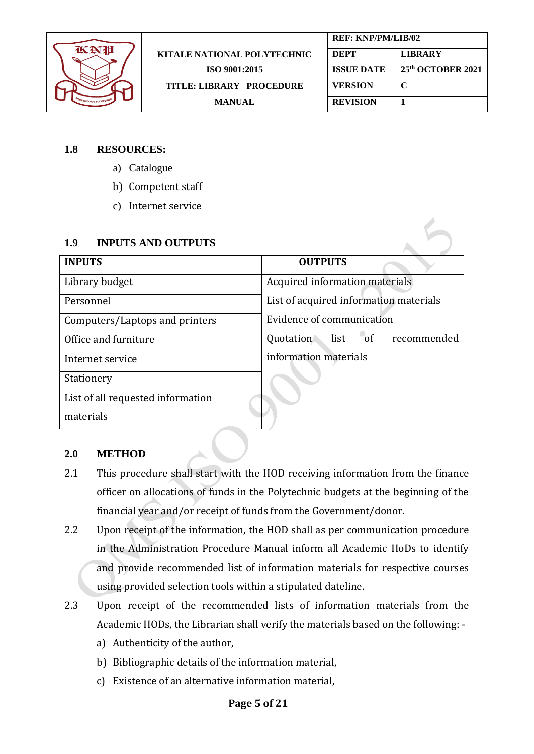### 1.8 RESOURCES:

a) Catalogue
b) Competent staff
c) Internet service

### 1.9 INPUTS AND OUTPUTS

| INPUTS | OUTPUTS |
|---|---|
| Library budget | Acquired information materials |
| Personnel | List of acquired information materials |
| Computers/Laptops and printers | Evidence of communication |
| Office and furniture | Quotation list of recommended information materials |
| Internet service | |
| Stationery | |
| List of all requested information materials | |

## 2.0 METHOD

2.1 This procedure shall start with the HOD receiving information from the finance officer on allocations of funds in the Polytechnic budgets at the beginning of the financial year and/or receipt of funds from the Government/donor.

2.2 Upon receipt of the information, the HOD shall as per communication procedure in the Administration Procedure Manual inform all Academic HoDs to identify and provide recommended list of information materials for respective courses using provided selection tools within a stipulated dateline.

2.3 Upon receipt of the recommended lists of information materials from the Academic HODs, the Librarian shall verify the materials based on the following: -

a) Authenticity of the author,
b) Bibliographic details of the information material,
c) Existence of an alternative information material,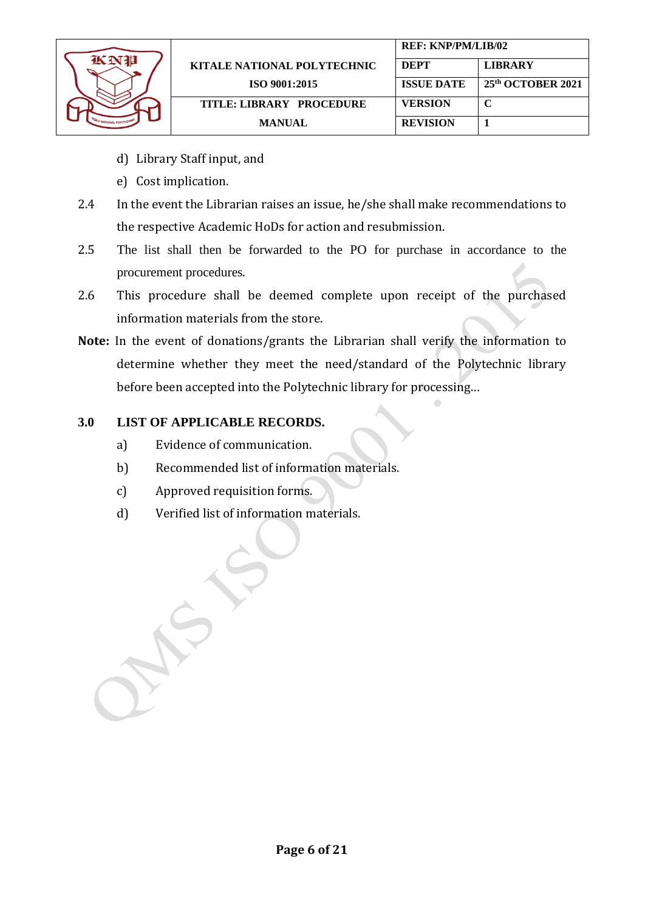d) Library Staff input, and

e) Cost implication.

2.4 In the event the Librarian raises an issue, he/she shall make recommendations to the respective Academic HoDs for action and resubmission.

2.5 The list shall then be forwarded to the PO for purchase in accordance to the procurement procedures.

2.6 This procedure shall be deemed complete upon receipt of the purchased information materials from the store.

**Note:** In the event of donations/grants the Librarian shall verify the information to determine whether they meet the need/standard of the Polytechnic library before been accepted into the Polytechnic library for processing…

## 3.0 LIST OF APPLICABLE RECORDS.

a) Evidence of communication.

b) Recommended list of information materials.

c) Approved requisition forms.

d) Verified list of information materials.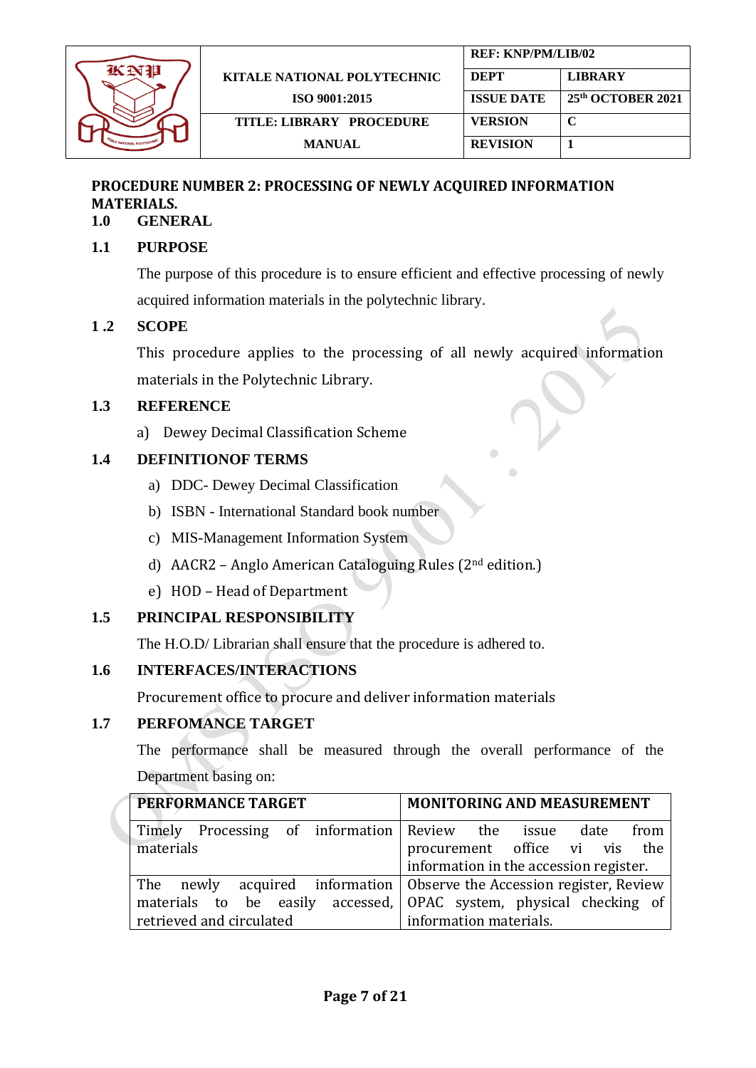**PROCEDURE NUMBER 2: PROCESSING OF NEWLY ACQUIRED INFORMATION MATERIALS.**

## 1.0 GENERAL

### 1.1 PURPOSE

The purpose of this procedure is to ensure efficient and effective processing of newly acquired information materials in the polytechnic library.

### 1 .2 SCOPE

This procedure applies to the processing of all newly acquired information materials in the Polytechnic Library.

### 1.3 REFERENCE

a) Dewey Decimal Classification Scheme

### 1.4 DEFINITIONOF TERMS

a) DDC- Dewey Decimal Classification
b) ISBN - International Standard book number
c) MIS-Management Information System
d) AACR2 – Anglo American Cataloguing Rules (2nd edition.)
e) HOD – Head of Department

### 1.5 PRINCIPAL RESPONSIBILITY

The H.O.D/ Librarian shall ensure that the procedure is adhered to.

### 1.6 INTERFACES/INTERACTIONS

Procurement office to procure and deliver information materials

### 1.7 PERFOMANCE TARGET

The performance shall be measured through the overall performance of the Department basing on:

| PERFORMANCE TARGET | MONITORING AND MEASUREMENT |
|---|---|
| Timely Processing of information materials | Review the issue date from procurement office vi vis the information in the accession register. |
| The newly acquired information materials to be easily accessed, retrieved and circulated | Observe the Accession register, Review OPAC system, physical checking of information materials. |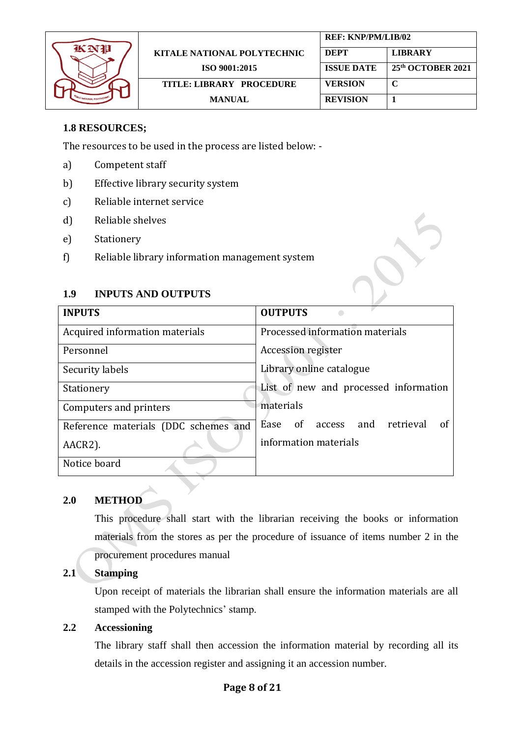### 1.8 RESOURCES;

The resources to be used in the process are listed below: -

a) Competent staff

b) Effective library security system

c) Reliable internet service

d) Reliable shelves

e) Stationery

f) Reliable library information management system

### 1.9 INPUTS AND OUTPUTS

| INPUTS | OUTPUTS |
|---|---|
| Acquired information materials | Processed information materials |
| Personnel | Accession register |
| Security labels | Library online catalogue |
| Stationery | List of new and processed information materials |
| Computers and printers | |
| Reference materials (DDC schemes and AACR2). | Ease of access and retrieval of information materials |
| Notice board | |

## 2.0 METHOD

This procedure shall start with the librarian receiving the books or information materials from the stores as per the procedure of issuance of items number 2 in the procurement procedures manual

### 2.1 Stamping

Upon receipt of materials the librarian shall ensure the information materials are all stamped with the Polytechnics' stamp.

### 2.2 Accessioning

The library staff shall then accession the information material by recording all its details in the accession register and assigning it an accession number.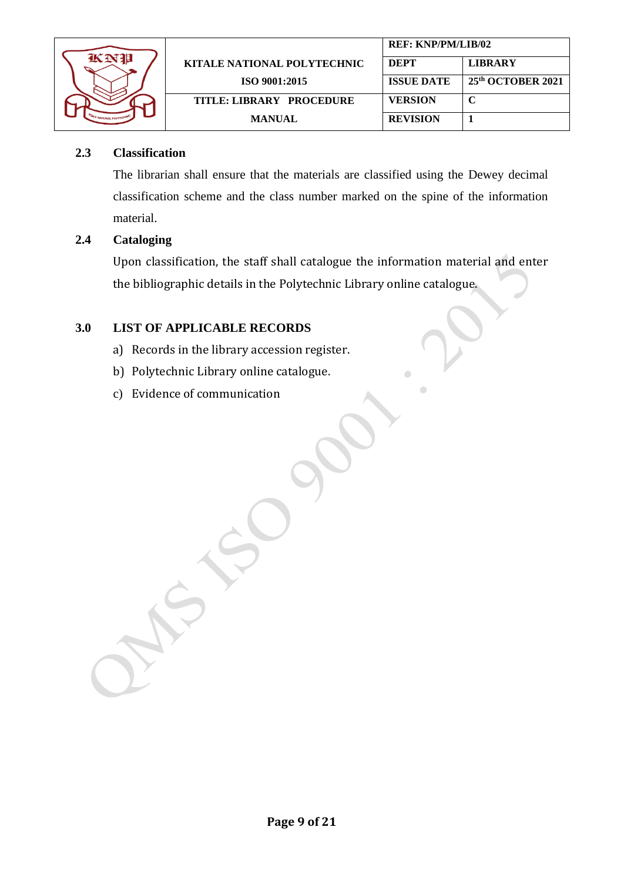### 2.3 Classification

The librarian shall ensure that the materials are classified using the Dewey decimal classification scheme and the class number marked on the spine of the information material.

### 2.4 Cataloging

Upon classification, the staff shall catalogue the information material and enter the bibliographic details in the Polytechnic Library online catalogue.

## 3.0 LIST OF APPLICABLE RECORDS

a) Records in the library accession register.
b) Polytechnic Library online catalogue.
c) Evidence of communication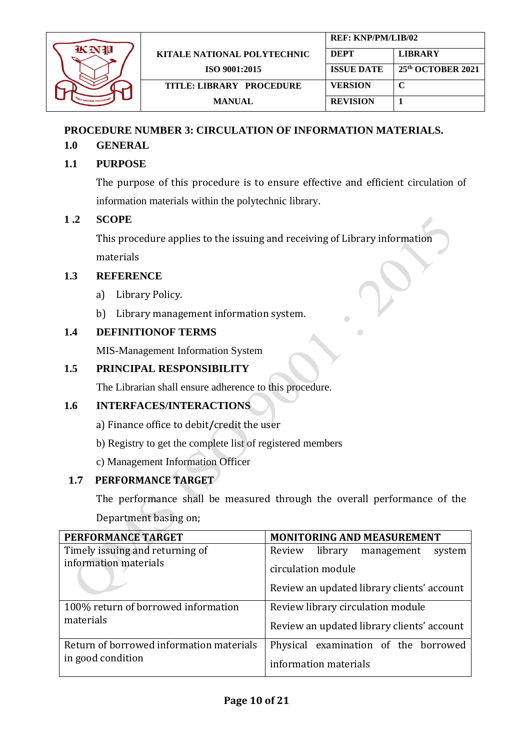## PROCEDURE NUMBER 3: CIRCULATION OF INFORMATION MATERIALS.

### 1.0 GENERAL

### 1.1 PURPOSE

The purpose of this procedure is to ensure effective and efficient circulation of information materials within the polytechnic library.

### 1 .2 SCOPE

This procedure applies to the issuing and receiving of Library information materials

### 1.3 REFERENCE

a) Library Policy.

b) Library management information system.

### 1.4 DEFINITIONOF TERMS

MIS-Management Information System

### 1.5 PRINCIPAL RESPONSIBILITY

The Librarian shall ensure adherence to this procedure.

### 1.6 INTERFACES/INTERACTIONS

a) Finance office to debit/credit the user

b) Registry to get the complete list of registered members

c) Management Information Officer

### 1.7 PERFORMANCE TARGET

The performance shall be measured through the overall performance of the Department basing on;

| PERFORMANCE TARGET | MONITORING AND MEASUREMENT |
|---|---|
| Timely issuing and returning of information materials | Review library management system circulation module<br>Review an updated library clients' account |
| 100% return of borrowed information materials | Review library circulation module<br>Review an updated library clients' account |
| Return of borrowed information materials in good condition | Physical examination of the borrowed information materials |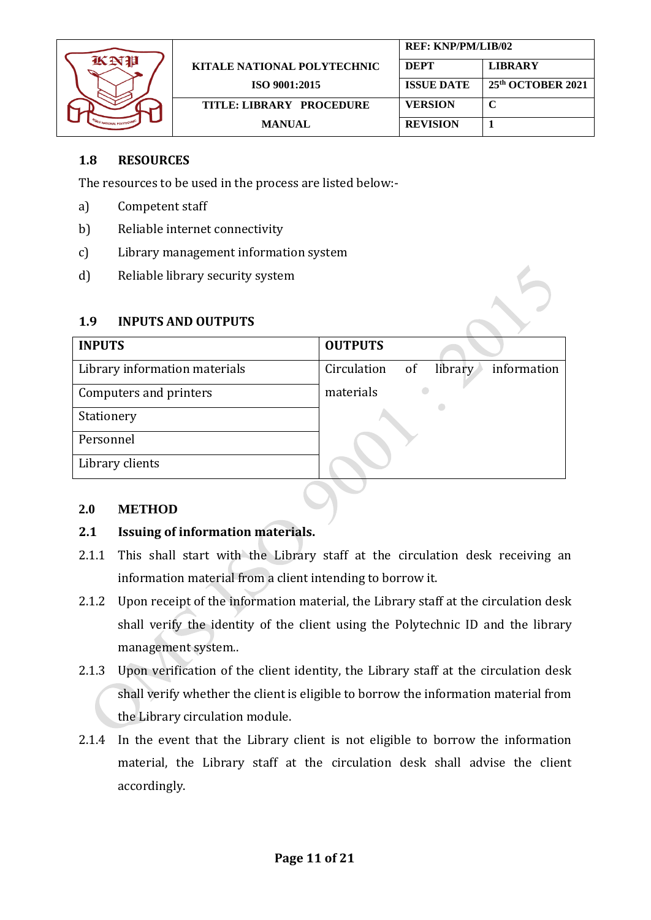## 1.8 RESOURCES

The resources to be used in the process are listed below:-

a) Competent staff

b) Reliable internet connectivity

c) Library management information system

d) Reliable library security system

## 1.9 INPUTS AND OUTPUTS

| INPUTS | OUTPUTS |
|---|---|
| Library information materials | Circulation of library information materials |
| Computers and printers | |
| Stationery | |
| Personnel | |
| Library clients | |

## 2.0 METHOD

### 2.1 Issuing of information materials.

2.1.1 This shall start with the Library staff at the circulation desk receiving an information material from a client intending to borrow it.

2.1.2 Upon receipt of the information material, the Library staff at the circulation desk shall verify the identity of the client using the Polytechnic ID and the library management system..

2.1.3 Upon verification of the client identity, the Library staff at the circulation desk shall verify whether the client is eligible to borrow the information material from the Library circulation module.

2.1.4 In the event that the Library client is not eligible to borrow the information material, the Library staff at the circulation desk shall advise the client accordingly.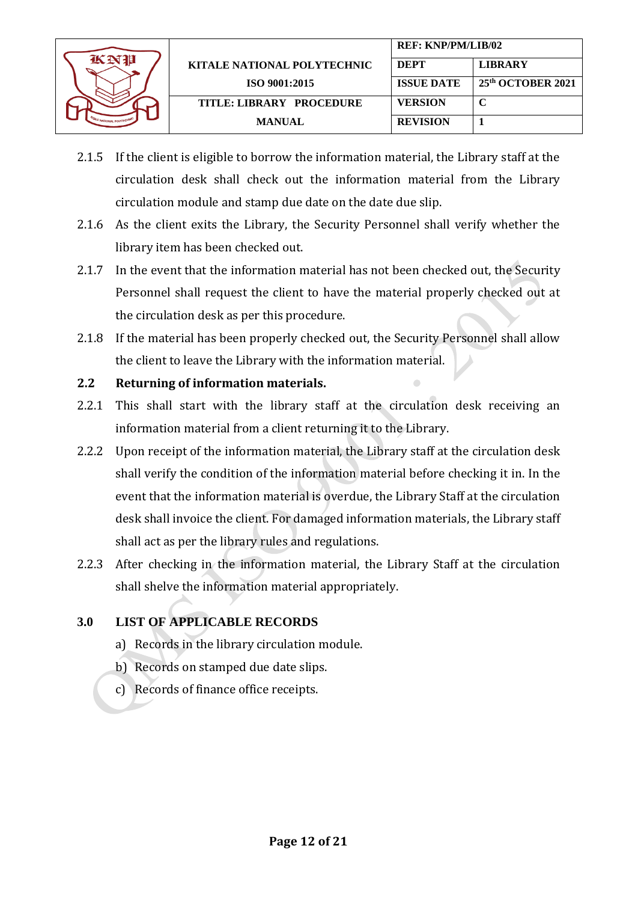2.1.5 If the client is eligible to borrow the information material, the Library staff at the circulation desk shall check out the information material from the Library circulation module and stamp due date on the date due slip.

2.1.6 As the client exits the Library, the Security Personnel shall verify whether the library item has been checked out.

2.1.7 In the event that the information material has not been checked out, the Security Personnel shall request the client to have the material properly checked out at the circulation desk as per this procedure.

2.1.8 If the material has been properly checked out, the Security Personnel shall allow the client to leave the Library with the information material.

**2.2 Returning of information materials.**

2.2.1 This shall start with the library staff at the circulation desk receiving an information material from a client returning it to the Library.

2.2.2 Upon receipt of the information material, the Library staff at the circulation desk shall verify the condition of the information material before checking it in. In the event that the information material is overdue, the Library Staff at the circulation desk shall invoice the client. For damaged information materials, the Library staff shall act as per the library rules and regulations.

2.2.3 After checking in the information material, the Library Staff at the circulation shall shelve the information material appropriately.

## 3.0 LIST OF APPLICABLE RECORDS

a) Records in the library circulation module.

b) Records on stamped due date slips.

c) Records of finance office receipts.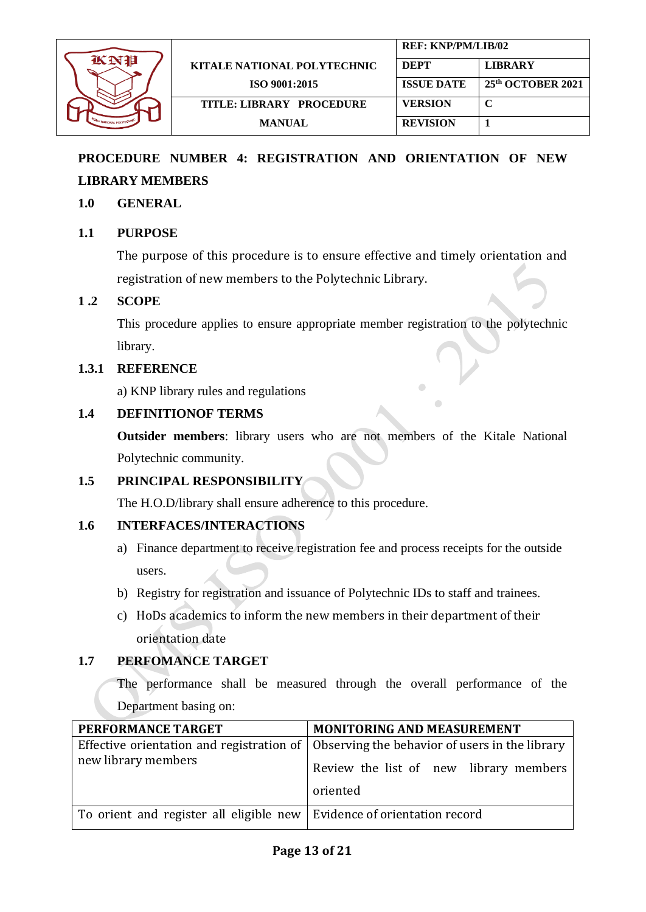## PROCEDURE NUMBER 4: REGISTRATION AND ORIENTATION OF NEW LIBRARY MEMBERS

### 1.0 GENERAL

### 1.1 PURPOSE

The purpose of this procedure is to ensure effective and timely orientation and registration of new members to the Polytechnic Library.

### 1 .2 SCOPE

This procedure applies to ensure appropriate member registration to the polytechnic library.

### 1.3.1 REFERENCE

a) KNP library rules and regulations

### 1.4 DEFINITIONOF TERMS

**Outsider members**: library users who are not members of the Kitale National Polytechnic community.

### 1.5 PRINCIPAL RESPONSIBILITY

The H.O.D/library shall ensure adherence to this procedure.

### 1.6 INTERFACES/INTERACTIONS

a) Finance department to receive registration fee and process receipts for the outside users.
b) Registry for registration and issuance of Polytechnic IDs to staff and trainees.
c) HoDs academics to inform the new members in their department of their orientation date

### 1.7 PERFOMANCE TARGET

The performance shall be measured through the overall performance of the Department basing on:

| PERFORMANCE TARGET | MONITORING AND MEASUREMENT |
|---|---|
| Effective orientation and registration of new library members | Observing the behavior of users in the library<br>Review the list of new library members oriented |
| To orient and register all eligible new | Evidence of orientation record |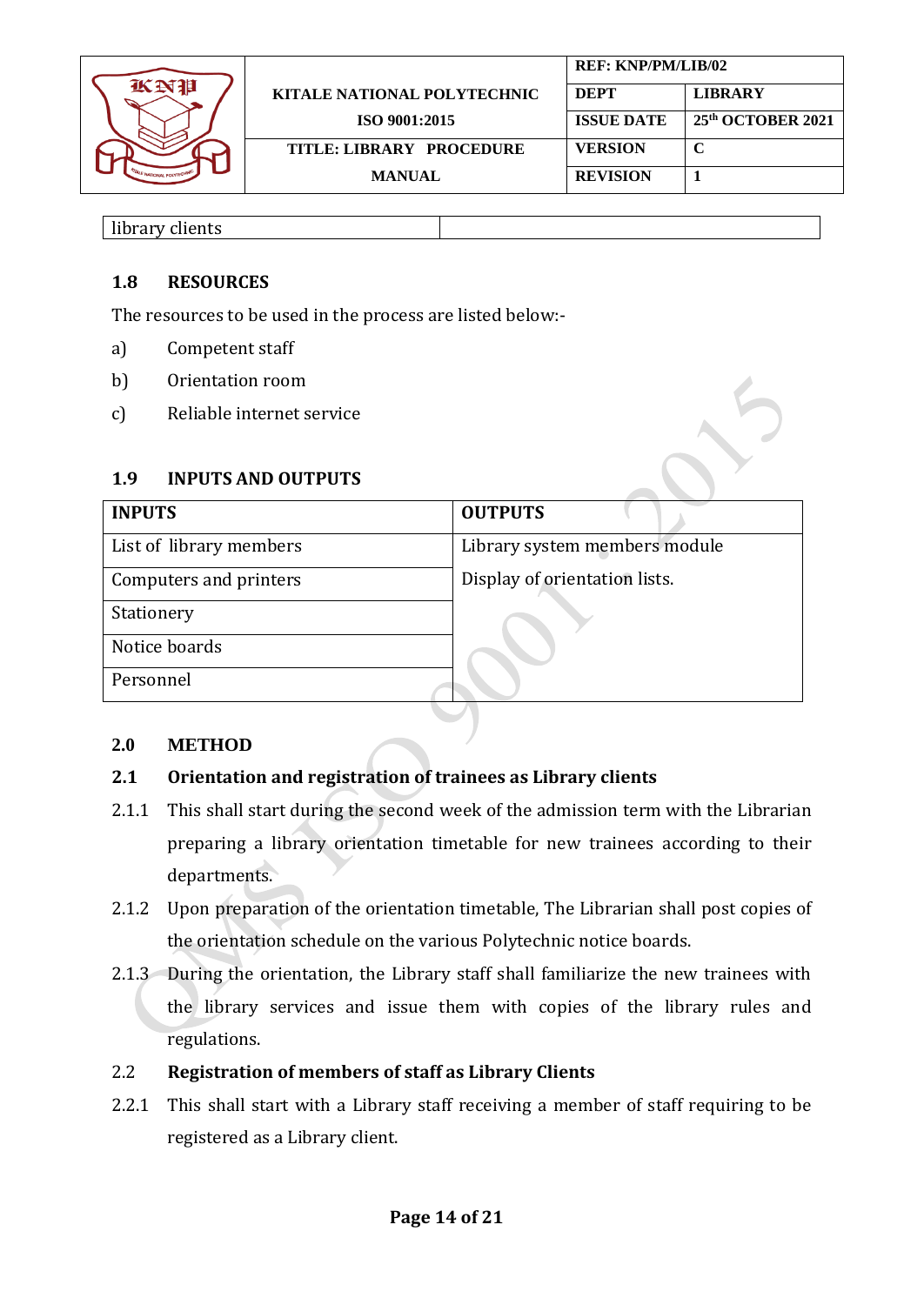| library clients | |
|---|---|

## 1.8 RESOURCES

The resources to be used in the process are listed below:-

a) Competent staff

b) Orientation room

c) Reliable internet service

## 1.9 INPUTS AND OUTPUTS

| INPUTS | OUTPUTS |
|---|---|
| List of library members | Library system members module |
| Computers and printers | Display of orientation lists. |
| Stationery | |
| Notice boards | |
| Personnel | |

## 2.0 METHOD

### 2.1 Orientation and registration of trainees as Library clients

2.1.1 This shall start during the second week of the admission term with the Librarian preparing a library orientation timetable for new trainees according to their departments.

2.1.2 Upon preparation of the orientation timetable, The Librarian shall post copies of the orientation schedule on the various Polytechnic notice boards.

2.1.3 During the orientation, the Library staff shall familiarize the new trainees with the library services and issue them with copies of the library rules and regulations.

### 2.2 Registration of members of staff as Library Clients

2.2.1 This shall start with a Library staff receiving a member of staff requiring to be registered as a Library client.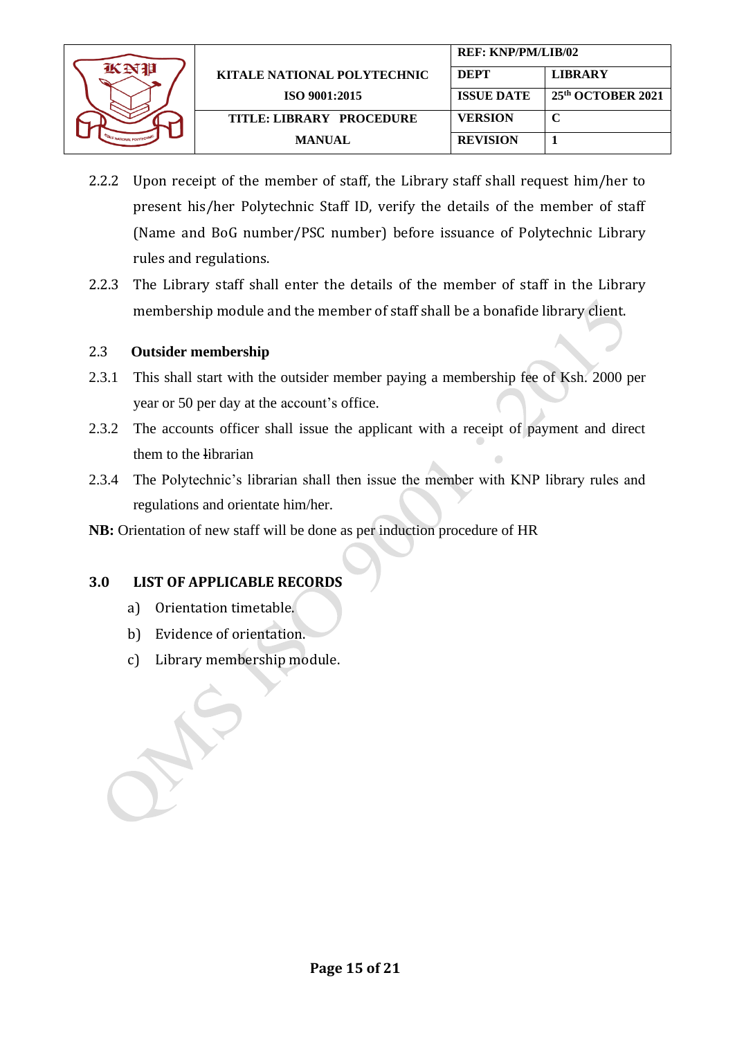2.2.2 Upon receipt of the member of staff, the Library staff shall request him/her to present his/her Polytechnic Staff ID, verify the details of the member of staff (Name and BoG number/PSC number) before issuance of Polytechnic Library rules and regulations.

2.2.3 The Library staff shall enter the details of the member of staff in the Library membership module and the member of staff shall be a bonafide library client.

### 2.3 Outsider membership

2.3.1 This shall start with the outsider member paying a membership fee of Ksh. 2000 per year or 50 per day at the account's office.

2.3.2 The accounts officer shall issue the applicant with a receipt of payment and direct them to the librarian

2.3.4 The Polytechnic's librarian shall then issue the member with KNP library rules and regulations and orientate him/her.

**NB:** Orientation of new staff will be done as per induction procedure of HR

## 3.0 LIST OF APPLICABLE RECORDS

a) Orientation timetable.

b) Evidence of orientation.

c) Library membership module.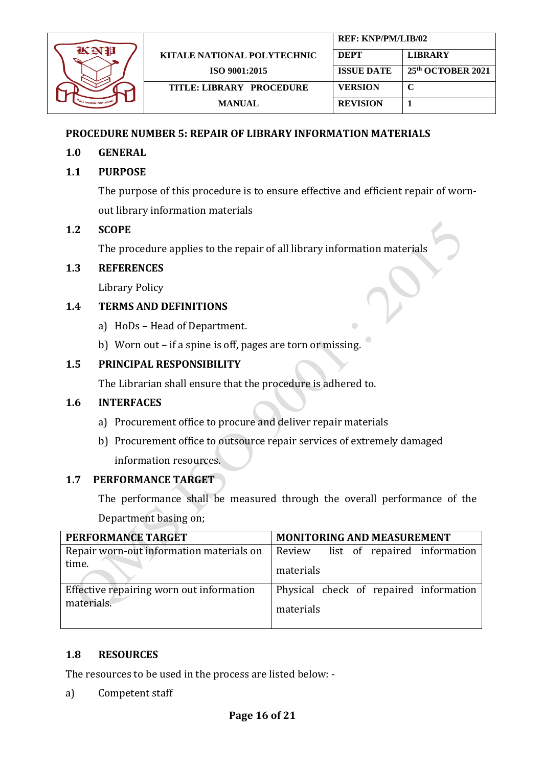## PROCEDURE NUMBER 5: REPAIR OF LIBRARY INFORMATION MATERIALS

### 1.0 GENERAL

### 1.1 PURPOSE

The purpose of this procedure is to ensure effective and efficient repair of worn-out library information materials

### 1.2 SCOPE

The procedure applies to the repair of all library information materials

### 1.3 REFERENCES

Library Policy

### 1.4 TERMS AND DEFINITIONS

a) HoDs – Head of Department.

b) Worn out – if a spine is off, pages are torn or missing.

### 1.5 PRINCIPAL RESPONSIBILITY

The Librarian shall ensure that the procedure is adhered to.

### 1.6 INTERFACES

a) Procurement office to procure and deliver repair materials

b) Procurement office to outsource repair services of extremely damaged information resources.

### 1.7 PERFORMANCE TARGET

The performance shall be measured through the overall performance of the Department basing on;

| PERFORMANCE TARGET | MONITORING AND MEASUREMENT |
|---|---|
| Repair worn-out information materials on time. | Review list of repaired information materials |
| Effective repairing worn out information materials. | Physical check of repaired information materials |

### 1.8 RESOURCES

The resources to be used in the process are listed below: -

a) Competent staff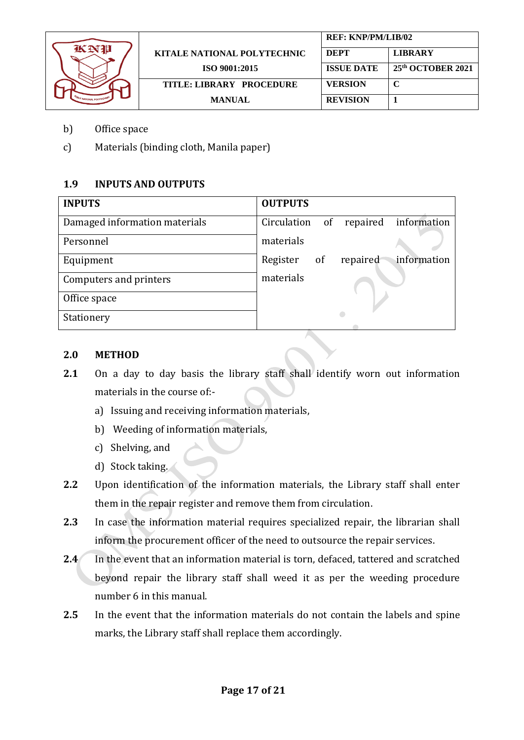b) Office space

c) Materials (binding cloth, Manila paper)

### 1.9 INPUTS AND OUTPUTS

| INPUTS | OUTPUTS |
|---|---|
| Damaged information materials | Circulation of repaired information materials |
| Personnel | |
| Equipment | Register of repaired information materials |
| Computers and printers | |
| Office space | |
| Stationery | |

### 2.0 METHOD

**2.1** On a day to day basis the library staff shall identify worn out information materials in the course of:-

a) Issuing and receiving information materials,

b) Weeding of information materials,

c) Shelving, and

d) Stock taking.

**2.2** Upon identification of the information materials, the Library staff shall enter them in the repair register and remove them from circulation.

**2.3** In case the information material requires specialized repair, the librarian shall inform the procurement officer of the need to outsource the repair services.

**2.4** In the event that an information material is torn, defaced, tattered and scratched beyond repair the library staff shall weed it as per the weeding procedure number 6 in this manual.

**2.5** In the event that the information materials do not contain the labels and spine marks, the Library staff shall replace them accordingly.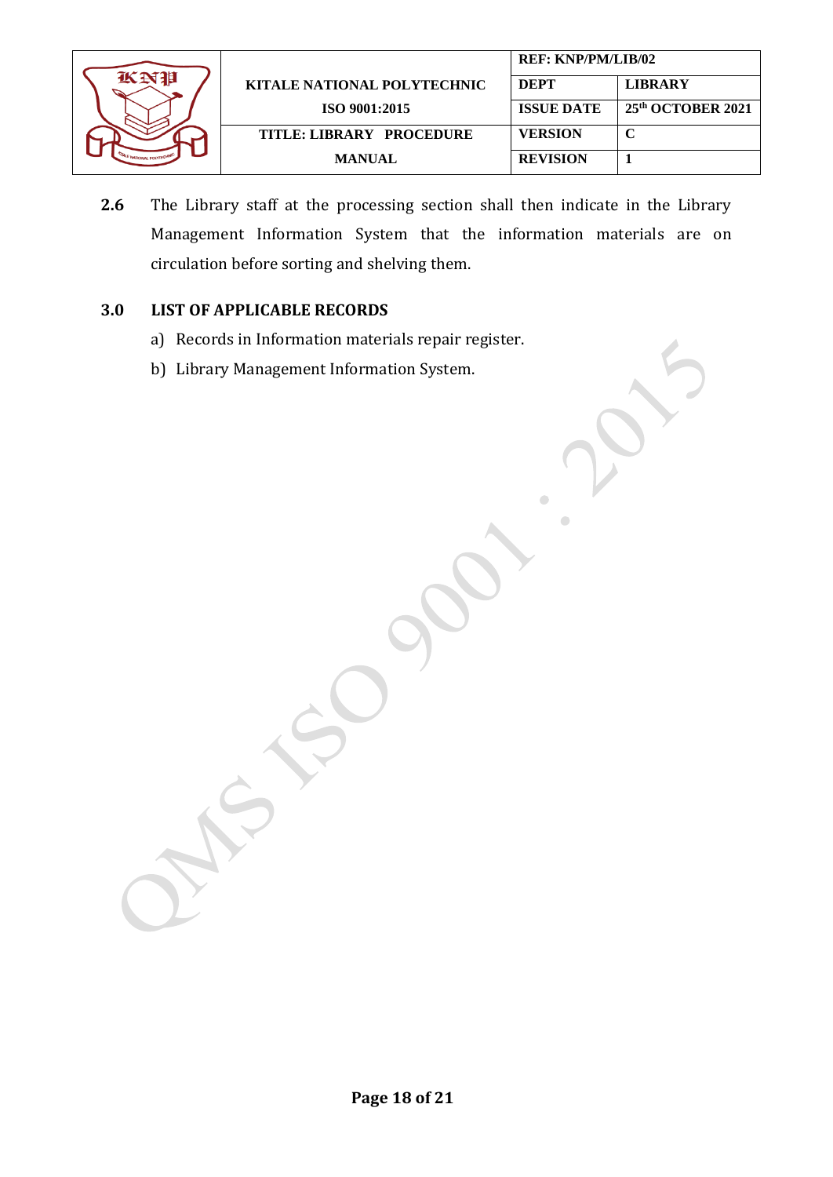**2.6** The Library staff at the processing section shall then indicate in the Library Management Information System that the information materials are on circulation before sorting and shelving them.

## 3.0 LIST OF APPLICABLE RECORDS

a) Records in Information materials repair register.

b) Library Management Information System.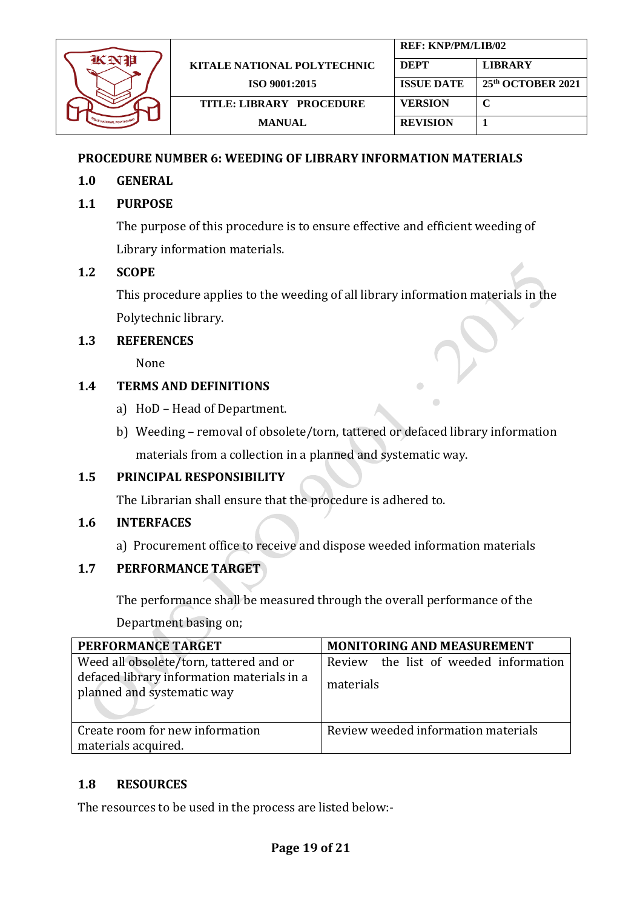## PROCEDURE NUMBER 6: WEEDING OF LIBRARY INFORMATION MATERIALS

### 1.0 GENERAL

### 1.1 PURPOSE

The purpose of this procedure is to ensure effective and efficient weeding of Library information materials.

### 1.2 SCOPE

This procedure applies to the weeding of all library information materials in the Polytechnic library.

### 1.3 REFERENCES

None

### 1.4 TERMS AND DEFINITIONS

a) HoD – Head of Department.

b) Weeding – removal of obsolete/torn, tattered or defaced library information materials from a collection in a planned and systematic way.

### 1.5 PRINCIPAL RESPONSIBILITY

The Librarian shall ensure that the procedure is adhered to.

### 1.6 INTERFACES

a) Procurement office to receive and dispose weeded information materials

### 1.7 PERFORMANCE TARGET

The performance shall be measured through the overall performance of the Department basing on;

| PERFORMANCE TARGET | MONITORING AND MEASUREMENT |
|---|---|
| Weed all obsolete/torn, tattered and or defaced library information materials in a planned and systematic way | Review the list of weeded information materials |
| Create room for new information materials acquired. | Review weeded information materials |

### 1.8 RESOURCES

The resources to be used in the process are listed below:-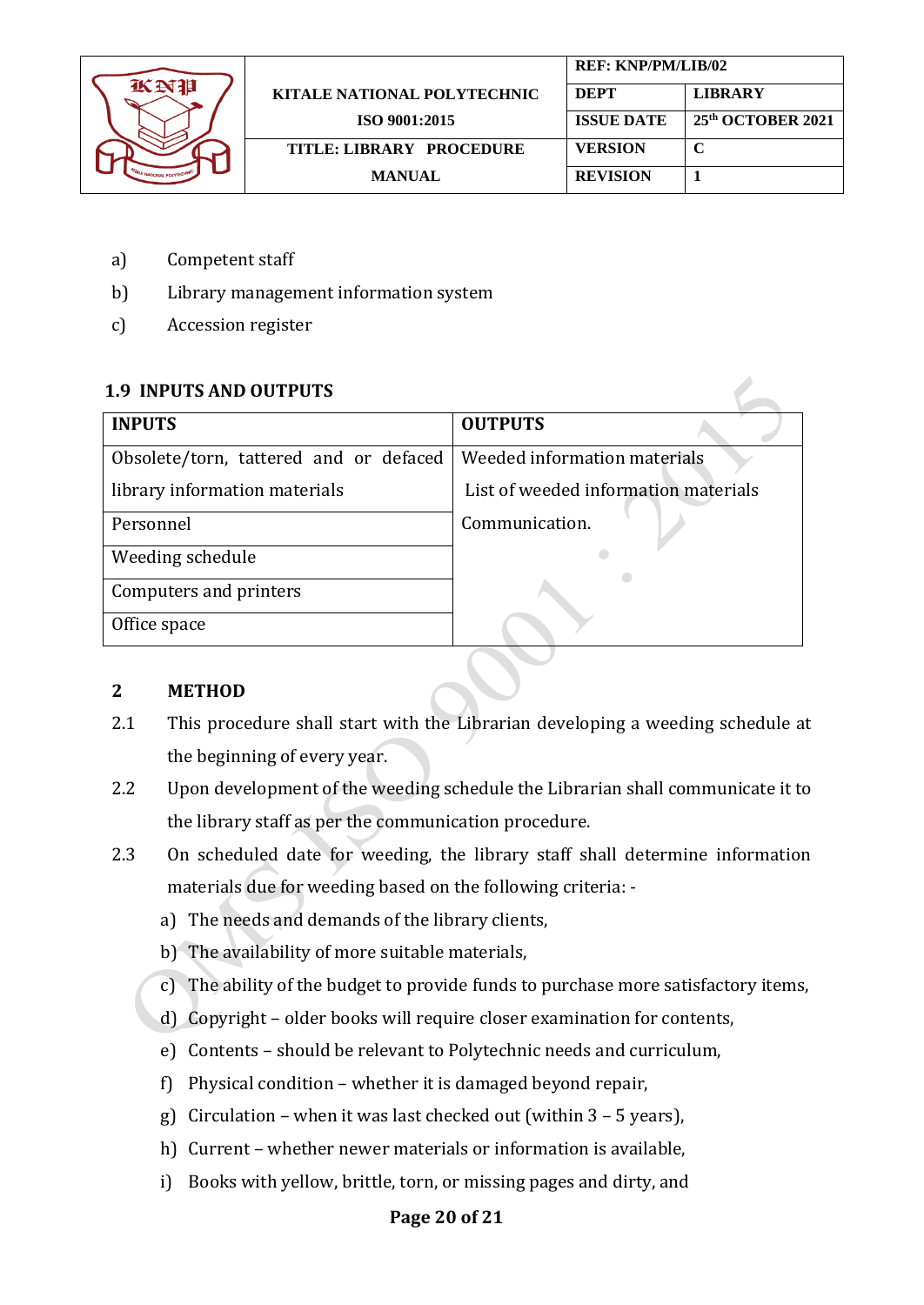a) Competent staff

b) Library management information system

c) Accession register

### 1.9 INPUTS AND OUTPUTS

| INPUTS | OUTPUTS |
|---|---|
| Obsolete/torn, tattered and or defaced library information materials | Weeded information materials<br>List of weeded information materials<br>Communication. |
| Personnel | |
| Weeding schedule | |
| Computers and printers | |
| Office space | |

## 2 METHOD

2.1 This procedure shall start with the Librarian developing a weeding schedule at the beginning of every year.

2.2 Upon development of the weeding schedule the Librarian shall communicate it to the library staff as per the communication procedure.

2.3 On scheduled date for weeding, the library staff shall determine information materials due for weeding based on the following criteria: -

a) The needs and demands of the library clients,

b) The availability of more suitable materials,

c) The ability of the budget to provide funds to purchase more satisfactory items,

d) Copyright – older books will require closer examination for contents,

e) Contents – should be relevant to Polytechnic needs and curriculum,

f) Physical condition – whether it is damaged beyond repair,

g) Circulation – when it was last checked out (within 3 – 5 years),

h) Current – whether newer materials or information is available,

i) Books with yellow, brittle, torn, or missing pages and dirty, and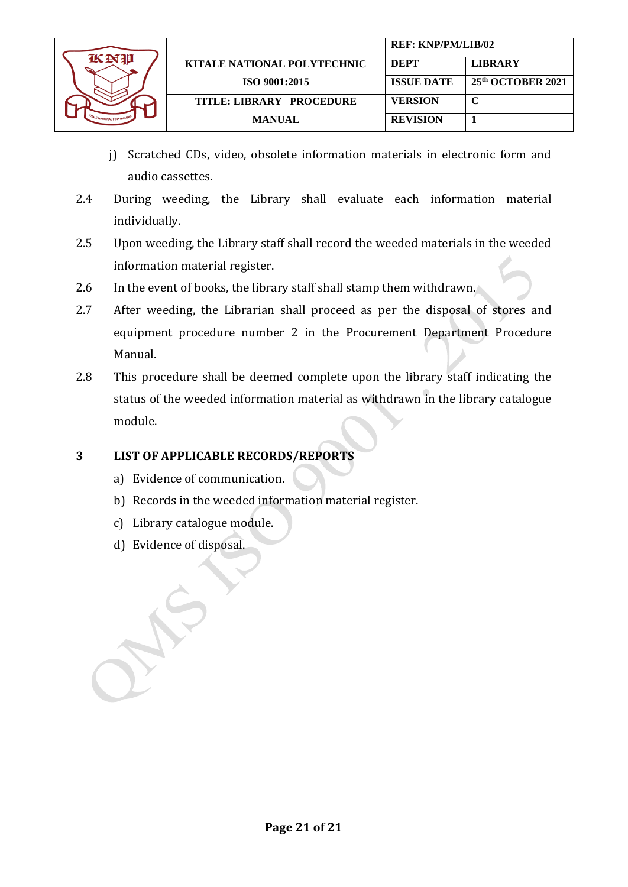j) Scratched CDs, video, obsolete information materials in electronic form and audio cassettes.

2.4 During weeding, the Library shall evaluate each information material individually.

2.5 Upon weeding, the Library staff shall record the weeded materials in the weeded information material register.

2.6 In the event of books, the library staff shall stamp them withdrawn.

2.7 After weeding, the Librarian shall proceed as per the disposal of stores and equipment procedure number 2 in the Procurement Department Procedure Manual.

2.8 This procedure shall be deemed complete upon the library staff indicating the status of the weeded information material as withdrawn in the library catalogue module.

## 3 LIST OF APPLICABLE RECORDS/REPORTS

a) Evidence of communication.

b) Records in the weeded information material register.

c) Library catalogue module.

d) Evidence of disposal.